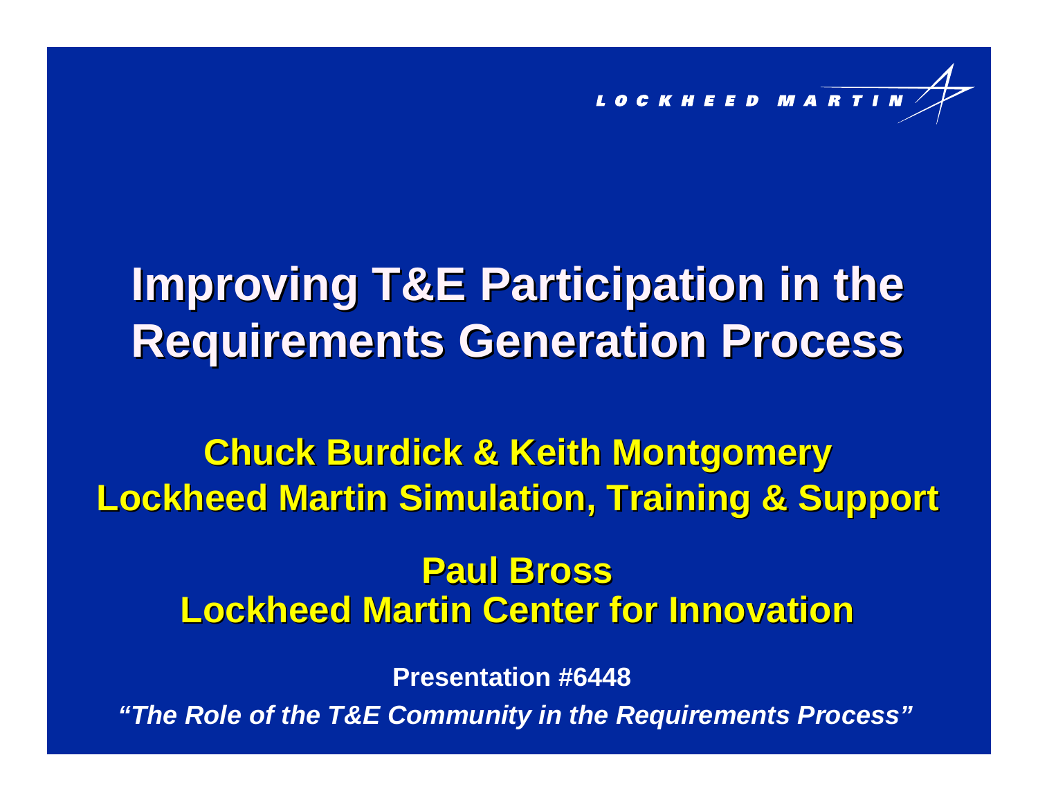LOCKHEED MARTIN

# Improving T&E Participation in the Requirements Generation Process

**Chuck Burdick & Keith Montgomery**
**Lockheed Martin Simulation, Training & Support**

**Paul Bross**
**Lockheed Martin Center for Innovation**

**Presentation #6448**

***"The Role of the T&E Community in the Requirements Process"***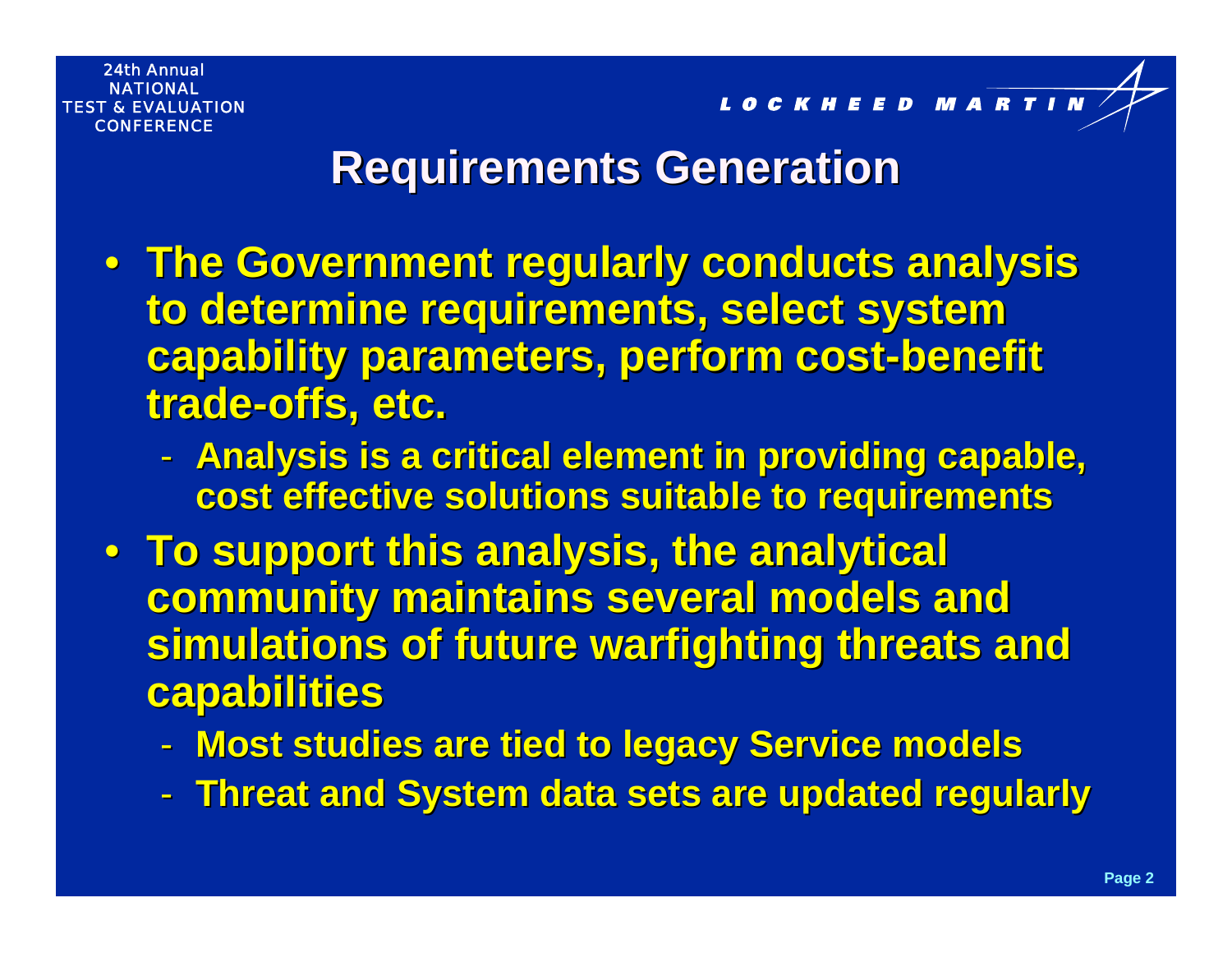# Requirements Generation

- The Government regularly conducts analysis to determine requirements, select system capability parameters, perform cost-benefit trade-offs, etc.
  - Analysis is a critical element in providing capable, cost effective solutions suitable to requirements
- To support this analysis, the analytical community maintains several models and simulations of future warfighting threats and capabilities
  - Most studies are tied to legacy Service models
  - Threat and System data sets are updated regularly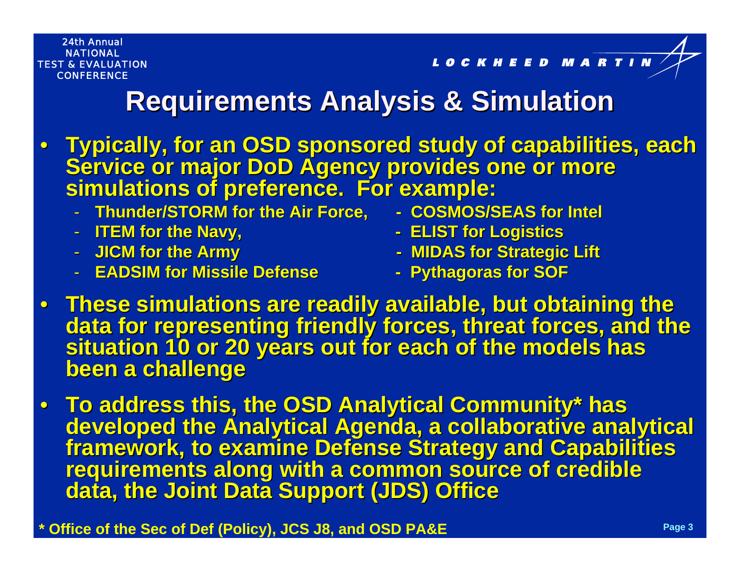# Requirements Analysis & Simulation

- **Typically, for an OSD sponsored study of capabilities, each Service or major DoD Agency provides one or more simulations of preference. For example:**
  - **Thunder/STORM for the Air Force,**
  - **ITEM for the Navy,**
  - **JICM for the Army**
  - **EADSIM for Missile Defense**
  - **COSMOS/SEAS for Intel**
  - **ELIST for Logistics**
  - **MIDAS for Strategic Lift**
  - **Pythagoras for SOF**
- **These simulations are readily available, but obtaining the data for representing friendly forces, threat forces, and the situation 10 or 20 years out for each of the models has been a challenge**
- **To address this, the OSD Analytical Community* has developed the Analytical Agenda, a collaborative analytical framework, to examine Defense Strategy and Capabilities requirements along with a common source of credible data, the Joint Data Support (JDS) Office**

**\* Office of the Sec of Def (Policy), JCS J8, and OSD PA&E**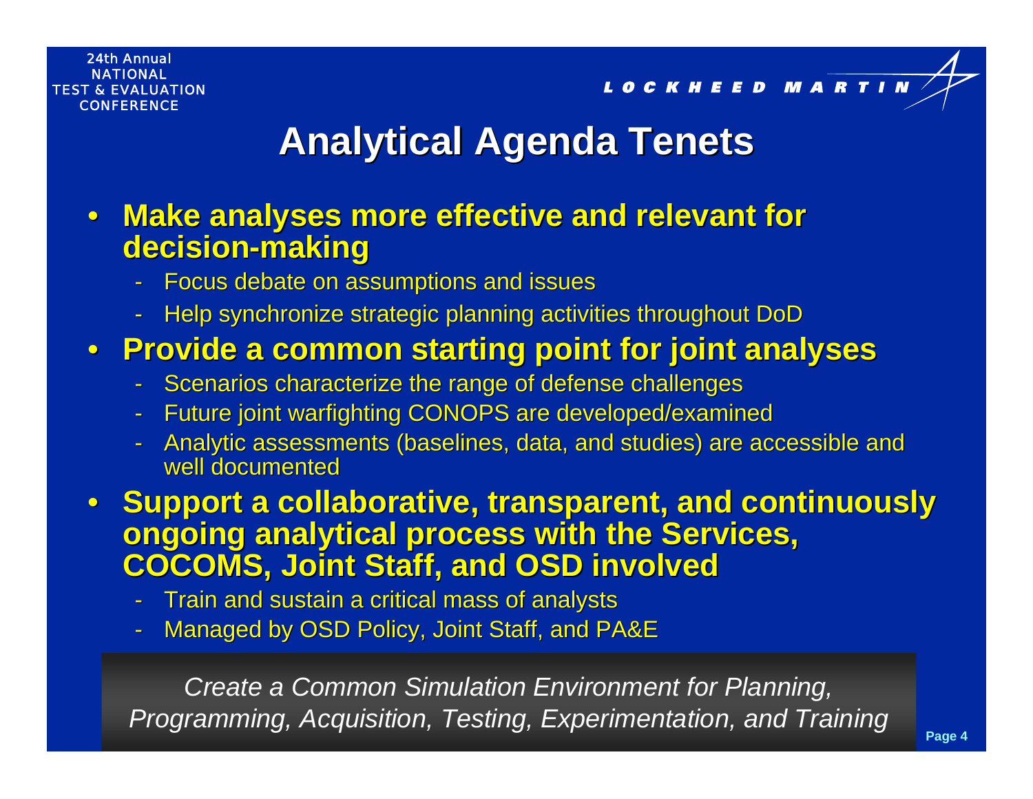# Analytical Agenda Tenets

- **Make analyses more effective and relevant for decision-making**
  - Focus debate on assumptions and issues
  - Help synchronize strategic planning activities throughout DoD
- **Provide a common starting point for joint analyses**
  - Scenarios characterize the range of defense challenges
  - Future joint warfighting CONOPS are developed/examined
  - Analytic assessments (baselines, data, and studies) are accessible and well documented
- **Support a collaborative, transparent, and continuously ongoing analytical process with the Services, COCOMS, Joint Staff, and OSD involved**
  - Train and sustain a critical mass of analysts
  - Managed by OSD Policy, Joint Staff, and PA&E

*Create a Common Simulation Environment for Planning, Programming, Acquisition, Testing, Experimentation, and Training*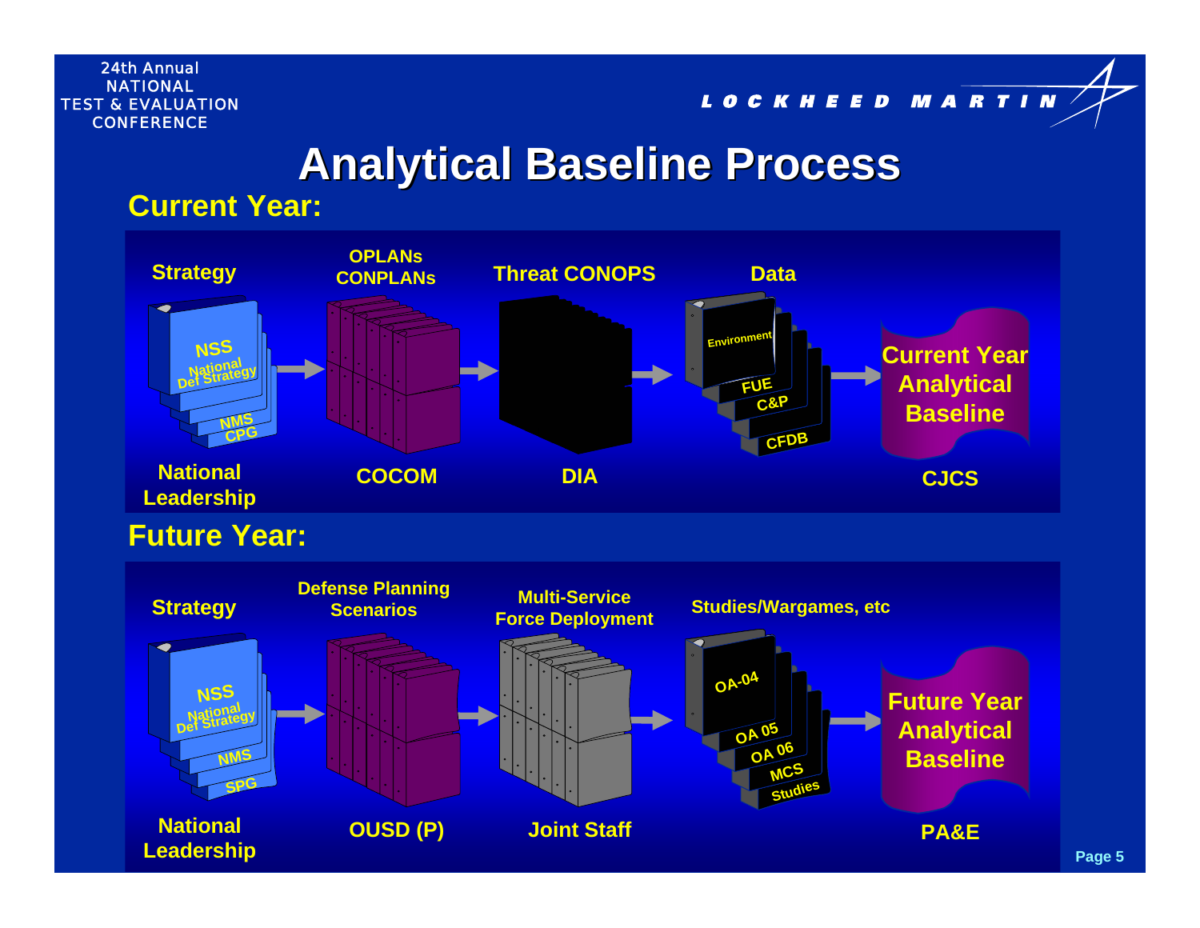# Analytical Baseline Process

## Current Year:

Strategy → OPLANs CONPLANs → Threat CONOPS → Data → Current Year Analytical Baseline

- **Strategy**: NSS, National Def Strategy, NMS, CPG — National Leadership
- **OPLANs CONPLANs** — COCOM
- **Threat CONOPS** — DIA
- **Data**: Environment, FUE, C&P, CFDB
- **Current Year Analytical Baseline** — CJCS

## Future Year:

Strategy → Defense Planning Scenarios → Multi-Service Force Deployment → Studies/Wargames, etc → Future Year Analytical Baseline

- **Strategy**: NSS, National Def Strategy, NMS, SPG — National Leadership
- **Defense Planning Scenarios** — OUSD (P)
- **Multi-Service Force Deployment** — Joint Staff
- **Studies/Wargames, etc**: OA-04, OA 05, OA 06, MCS, Studies
- **Future Year Analytical Baseline** — PA&E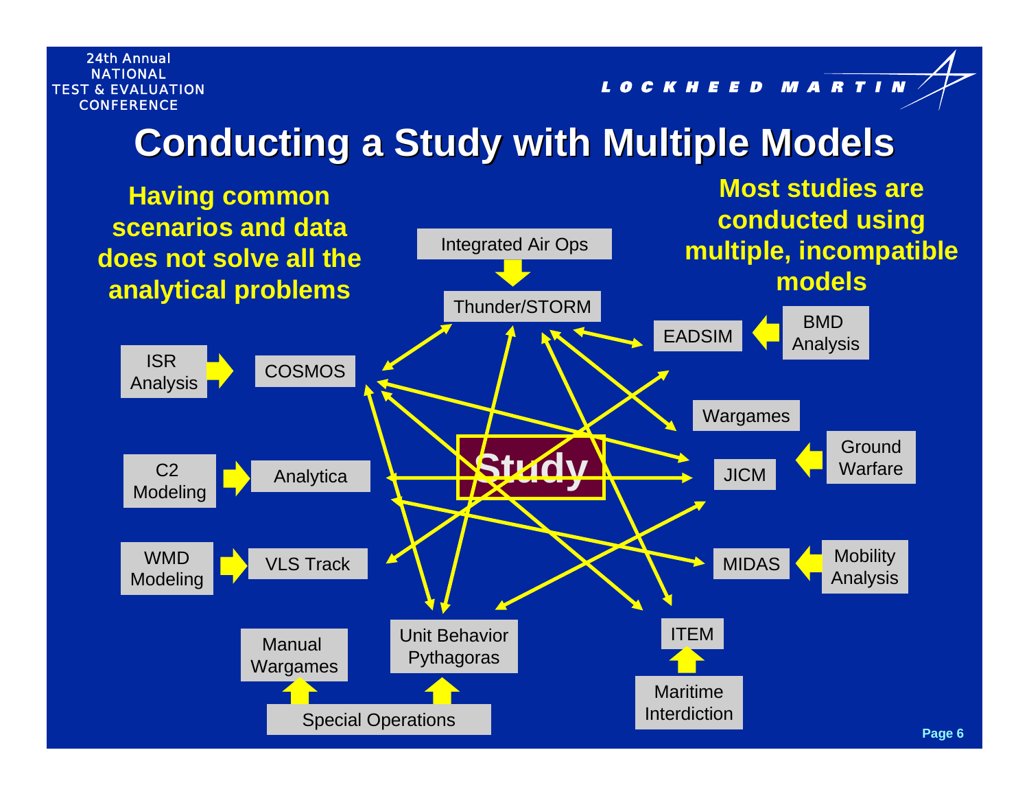# Conducting a Study with Multiple Models

**Having common scenarios and data does not solve all the analytical problems**

**Most studies are conducted using multiple, incompatible models**

Integrated Air Ops

Thunder/STORM

BMD Analysis

EADSIM

ISR Analysis

COSMOS

Wargames

Ground Warfare

JICM

C2 Modeling

Analytica

**Study**

WMD Modeling

VLS Track

MIDAS

Mobility Analysis

Manual Wargames

Unit Behavior Pythagoras

ITEM

Special Operations

Maritime Interdiction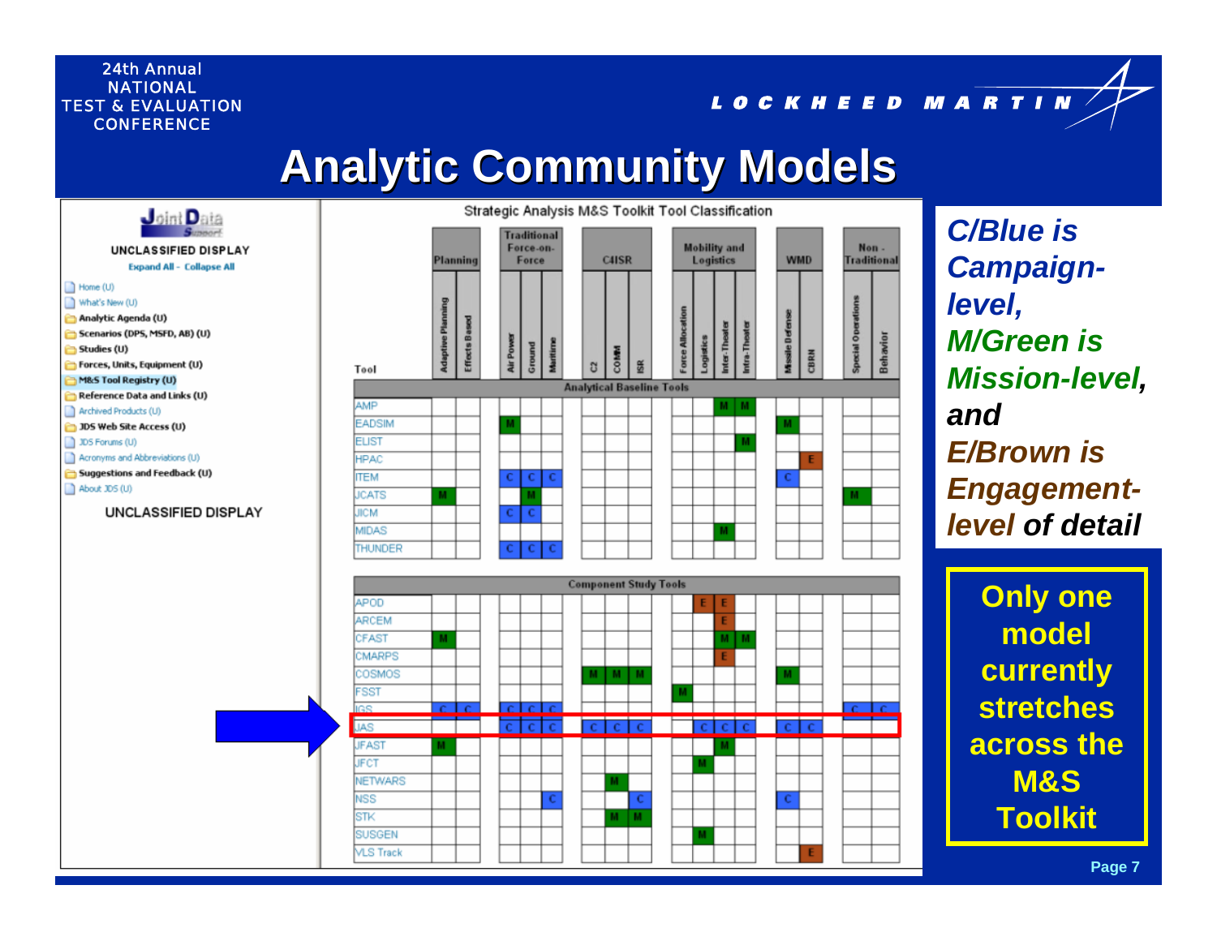24th Annual NATIONAL TEST & EVALUATION CONFERENCE

LOCKHEED MARTIN

# Analytic Community Models

Joint Data Support

UNCLASSIFIED DISPLAY

Expand All - Collapse All

- Home (U)
- What's New (U)
- Analytic Agenda (U)
- Scenarios (DPS, MSFD, AB) (U)
- Studies (U)
- Forces, Units, Equipment (U)
- M&S Tool Registry (U)
- Reference Data and Links (U)
- Archived Products (U)
- JDS Web Site Access (U)
- JDS Forums (U)
- Acronyms and Abbreviations (U)
- Suggestions and Feedback (U)
- About JDS (U)

UNCLASSIFIED DISPLAY

**Strategic Analysis M&S Toolkit Tool Classification**

| Tool | Planning | | Traditional Force-on-Force | | | C4ISR | | | Mobility and Logistics | | | | WMD | | Non-Traditional | |
|---|---|---|---|---|---|---|---|---|---|---|---|---|---|---|---|---|
| | Adaptive Planning | Effects Based | Air Power | Ground | Maritime | C2 | COMM | ISR | Force Allocation | Logistics | Inter-Theater | Intra-Theater | Missile Defense | CBRN | Special Operations | Behavior |
| **Analytical Baseline Tools** | | | | | | | | | | | | | | | | |
| AMP | | | | | | | | | | | M | M | | | | |
| EADSIM | | | M | | | | | | | | | | M | | | |
| ELIST | | | | | | | | | | | | M | | | | |
| HPAC | | | | | | | | | | | | | | E | | |
| ITEM | | | C | C | C | | | | | | | | C | | | |
| JCATS | M | | | M | | | | | | | | | | | M | |
| JICM | | | C | C | | | | | | | | | | | | |
| MIDAS | | | | | | | | | | | M | | | | | |
| THUNDER | | | C | C | C | | | | | | | | | | | |
| **Component Study Tools** | | | | | | | | | | | | | | | | |
| APOD | | | | | | | | | | E | E | | | | | |
| ARCEM | | | | | | | | | | | E | | | | | |
| CFAST | M | | | | | | | | | | M | M | | | | |
| CMARPS | | | | | | | | | | | E | | | | | |
| COSMOS | | | | | | M | M | M | | | | | M | | | |
| FSST | | | | | | | | | M | | | | | | | |
| IGS | C | C | C | C | C | | | | | | | | | | C | C |
| JAS | | | C | C | C | C | C | C | | C | C | C | C | C | | |
| JFAST | M | | | | | | | | | | M | | | | | |
| JFCT | | | | | | | | | | M | | | | | | |
| NETWARS | | | | | | | M | | | | | | | | | |
| NSS | | | | | C | | | C | | | | | C | | | |
| STK | | | | | | | M | M | | | | | | | | |
| SUSGEN | | | | | | | | | | M | | | | | | |
| VLS Track | | | | | | | | | | | | | | E | | |

*C/Blue is Campaign-level, M/Green is Mission-level, and E/Brown is Engagement-level of detail*

**Only one model currently stretches across the M&S Toolkit**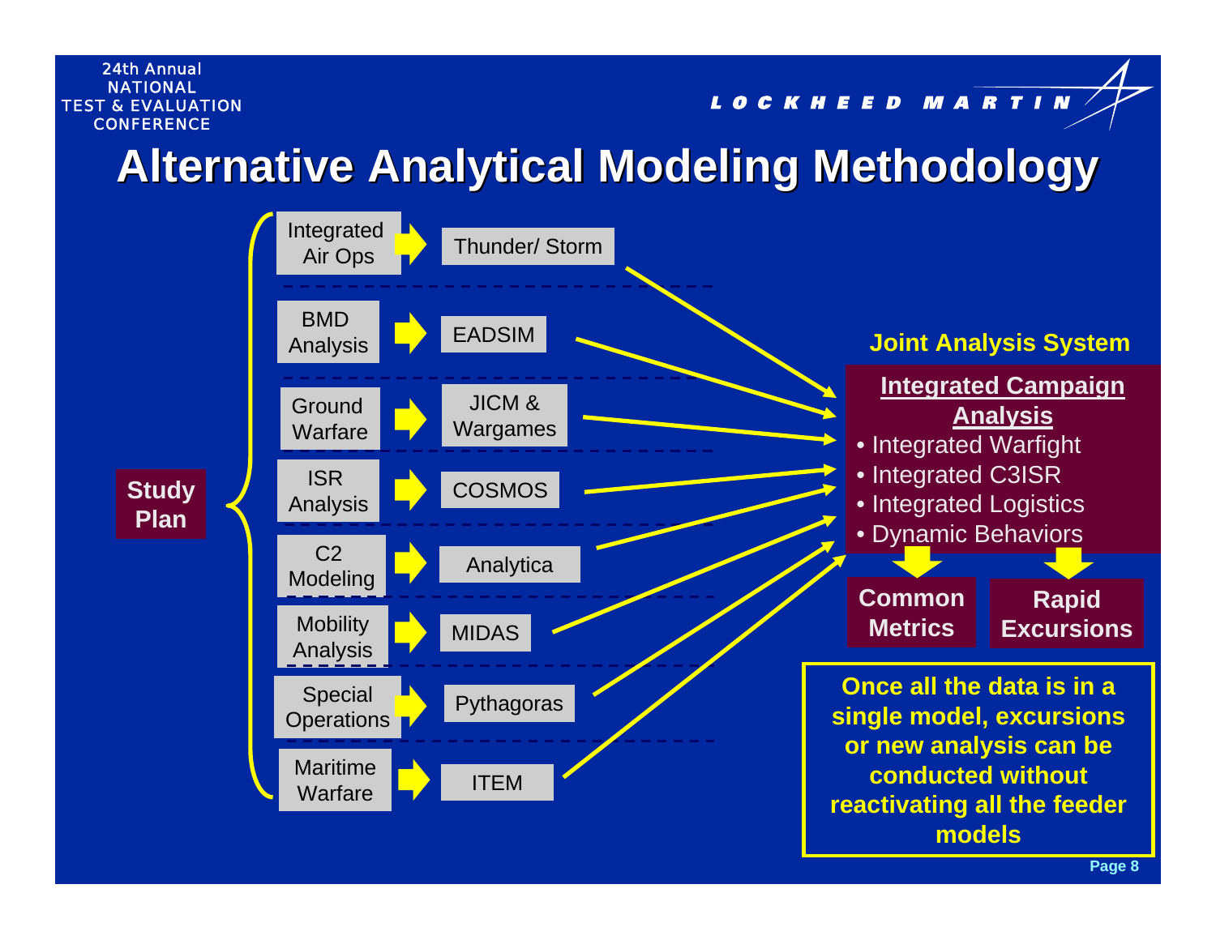# Alternative Analytical Modeling Methodology

**Study Plan**

| Analysis Area | Model |
| --- | --- |
| Integrated Air Ops | Thunder/ Storm |
| BMD Analysis | EADSIM |
| Ground Warfare | JICM & Wargames |
| ISR Analysis | COSMOS |
| C2 Modeling | Analytica |
| Mobility Analysis | MIDAS |
| Special Operations | Pythagoras |
| Maritime Warfare | ITEM |

**Joint Analysis System**

**Integrated Campaign Analysis**

- Integrated Warfight
- Integrated C3ISR
- Integrated Logistics
- Dynamic Behaviors

**Common Metrics**

**Rapid Excursions**

**Once all the data is in a single model, excursions or new analysis can be conducted without reactivating all the feeder models**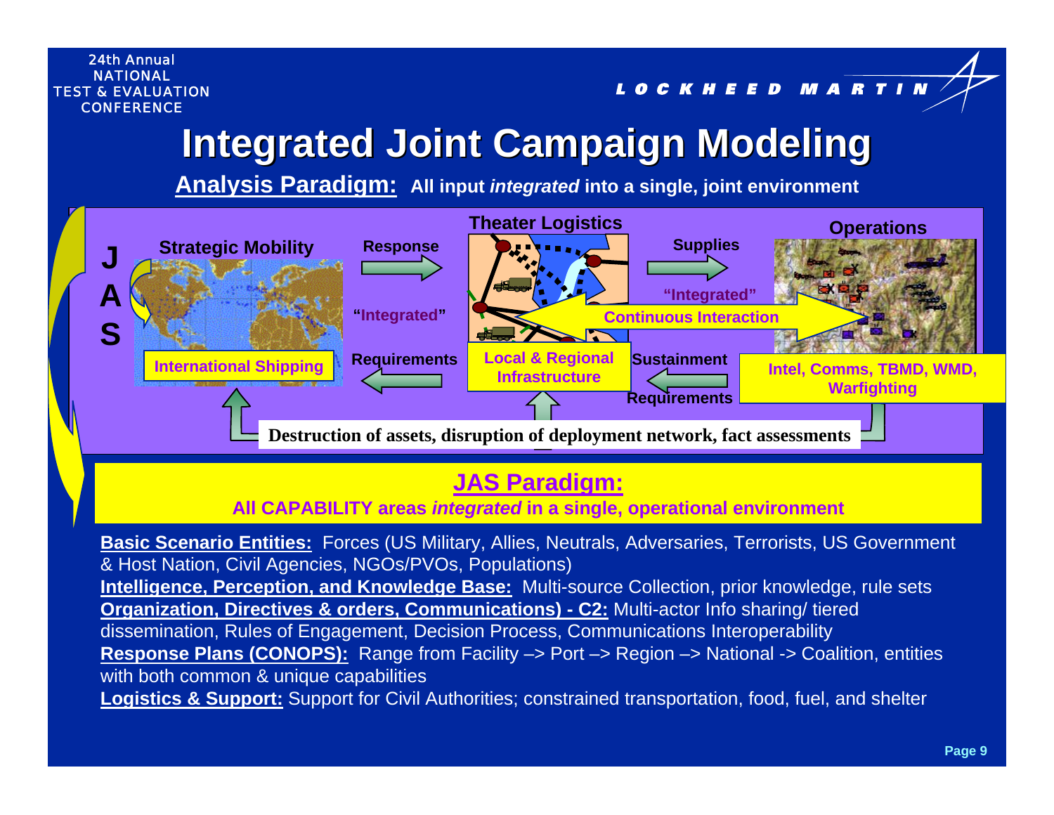# Integrated Joint Campaign Modeling

**Analysis Paradigm:** All input *integrated* into a single, joint environment

JAS

**Strategic Mobility** — International Shipping

Response → "Integrated" ← Requirements

**Theater Logistics** — Local & Regional Infrastructure

Supplies → "Integrated" ← Sustainment Requirements

Continuous Interaction

**Operations** — Intel, Comms, TBMD, WMD, Warfighting

Destruction of assets, disruption of deployment network, fact assessments

## JAS Paradigm:

All CAPABILITY areas *integrated* in a single, operational environment

**Basic Scenario Entities:** Forces (US Military, Allies, Neutrals, Adversaries, Terrorists, US Government & Host Nation, Civil Agencies, NGOs/PVOs, Populations)

**Intelligence, Perception, and Knowledge Base:** Multi-source Collection, prior knowledge, rule sets

**Organization, Directives & orders, Communications) - C2:** Multi-actor Info sharing/ tiered dissemination, Rules of Engagement, Decision Process, Communications Interoperability

**Response Plans (CONOPS):** Range from Facility –> Port –> Region –> National -> Coalition, entities with both common & unique capabilities

**Logistics & Support:** Support for Civil Authorities; constrained transportation, food, fuel, and shelter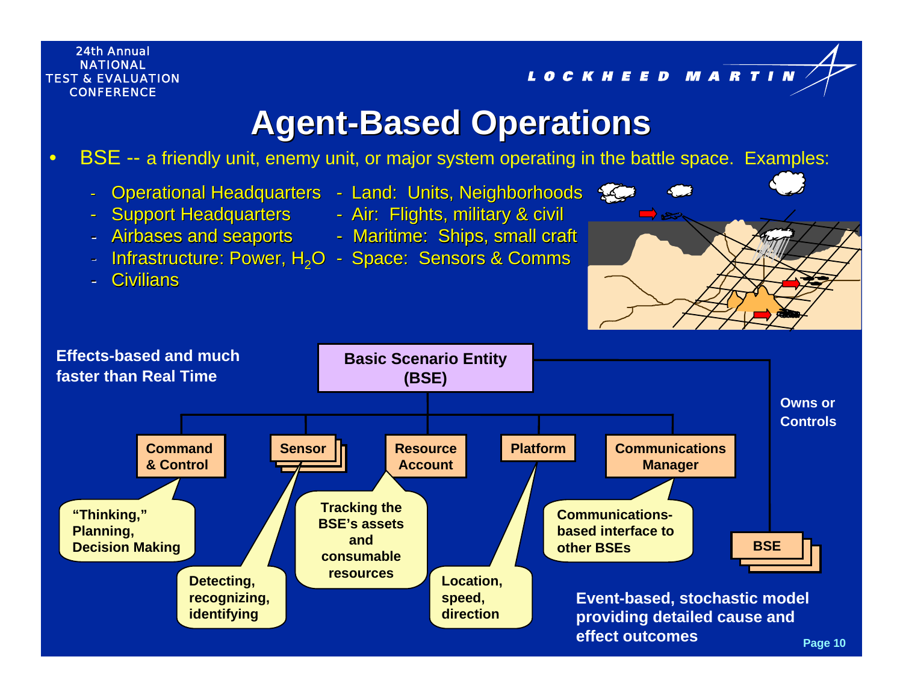# Agent-Based Operations

- BSE -- a friendly unit, enemy unit, or major system operating in the battle space. Examples:
  - Operational Headquarters
  - Support Headquarters
  - Airbases and seaports
  - Infrastructure: Power, $H_2O$
  - Civilians
  - Land: Units, Neighborhoods
  - Air: Flights, military & civil
  - Maritime: Ships, small craft
  - Space: Sensors & Comms

**Effects-based and much faster than Real Time**

**Basic Scenario Entity (BSE)**

- **Command & Control** — "Thinking," Planning, Decision Making
- **Sensor** — Detecting, recognizing, identifying
- **Resource Account** — Tracking the BSE's assets and consumable resources
- **Platform** — Location, speed, direction
- **Communications Manager** — Communications-based interface to other BSEs

**Owns or Controls** — **BSE**

**Event-based, stochastic model providing detailed cause and effect outcomes**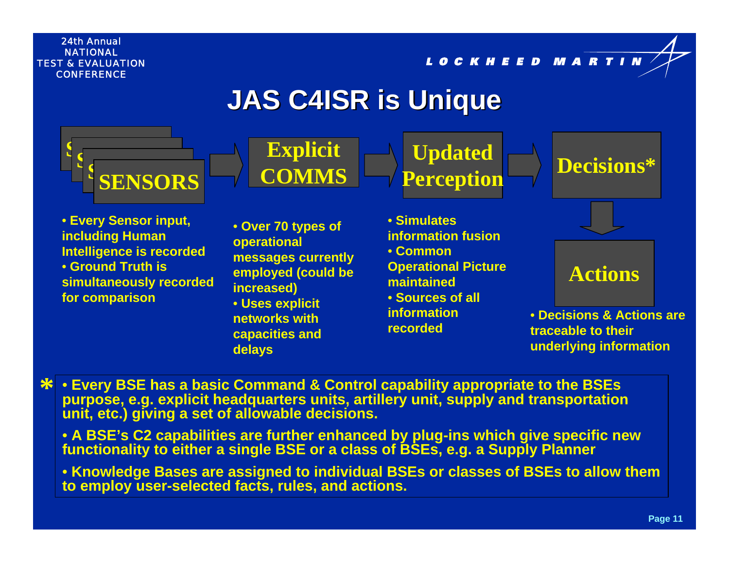# JAS C4ISR is Unique

**SENSORS** → **Explicit COMMS** → **Updated Perception** → **Decisions*** → **Actions**

**SENSORS**

- Every Sensor input, including Human Intelligence is recorded
- Ground Truth is simultaneously recorded for comparison

**Explicit COMMS**

- Over 70 types of operational messages currently employed (could be increased)
- Uses explicit networks with capacities and delays

**Updated Perception**

- Simulates information fusion
- Common Operational Picture maintained
- Sources of all information recorded

**Decisions* / Actions**

- Decisions & Actions are traceable to their underlying information

\*

- Every BSE has a basic Command & Control capability appropriate to the BSEs purpose, e.g. explicit headquarters units, artillery unit, supply and transportation unit, etc.) giving a set of allowable decisions.
- A BSE's C2 capabilities are further enhanced by plug-ins which give specific new functionality to either a single BSE or a class of BSEs, e.g. a Supply Planner
- Knowledge Bases are assigned to individual BSEs or classes of BSEs to allow them to employ user-selected facts, rules, and actions.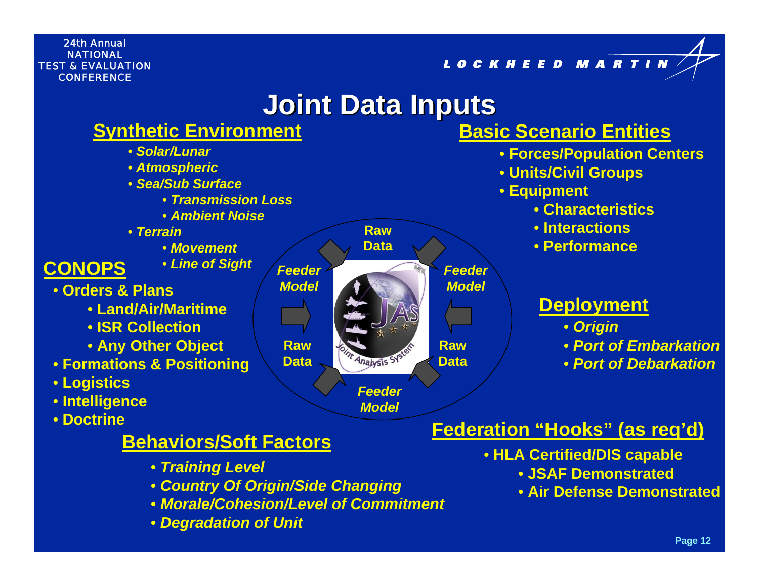# Joint Data Inputs

## Synthetic Environment

- *Solar/Lunar*
- *Atmospheric*
- *Sea/Sub Surface*
    - *Transmission Loss*
    - *Ambient Noise*
- *Terrain*
    - *Movement*
    - *Line of Sight*

## CONOPS

- **Orders & Plans**
    - **Land/Air/Maritime**
    - **ISR Collection**
    - **Any Other Object**
- **Formations & Positioning**
- **Logistics**
- **Intelligence**
- **Doctrine**

## Behaviors/Soft Factors

- ***Training Level***
- ***Country Of Origin/Side Changing***
- ***Morale/Cohesion/Level of Commitment***
- ***Degradation of Unit***

**Raw Data** — ***Feeder Model*** — **Raw Data** — ***Feeder Model*** — **Raw Data** — ***Feeder Model***

JAS — Joint Analysis System

## Basic Scenario Entities

- **Forces/Population Centers**
- **Units/Civil Groups**
- **Equipment**
    - **Characteristics**
    - **Interactions**
    - **Performance**

## Deployment

- ***Origin***
- ***Port of Embarkation***
- ***Port of Debarkation***

## Federation "Hooks" (as req'd)

- **HLA Certified/DIS capable**
    - **JSAF Demonstrated**
    - **Air Defense Demonstrated**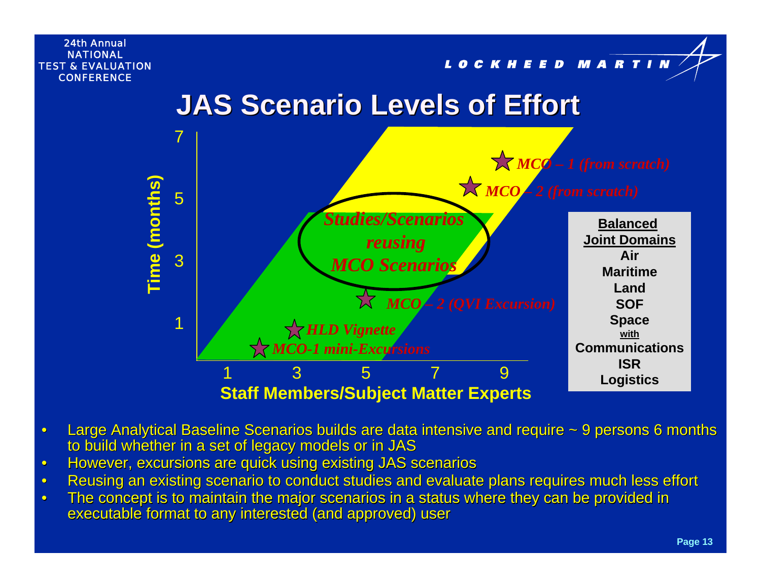# JAS Scenario Levels of Effort

Time (months)

Staff Members/Subject Matter Experts

- *MCO – 1 (from scratch)*
- *MCO – 2 (from scratch)*
- *Studies/Scenarios reusing MCO Scenarios*
- *MCO – 2 (QVI Excursion)*
- *HLD Vignette*
- *MCO-1 mini-Excursions*

**Balanced Joint Domains**
Air
Maritime
Land
SOF
Space
with
Communications
ISR
Logistics

- Large Analytical Baseline Scenarios builds are data intensive and require ~ 9 persons 6 months to build whether in a set of legacy models or in JAS
- However, excursions are quick using existing JAS scenarios
- Reusing an existing scenario to conduct studies and evaluate plans requires much less effort
- The concept is to maintain the major scenarios in a status where they can be provided in executable format to any interested (and approved) user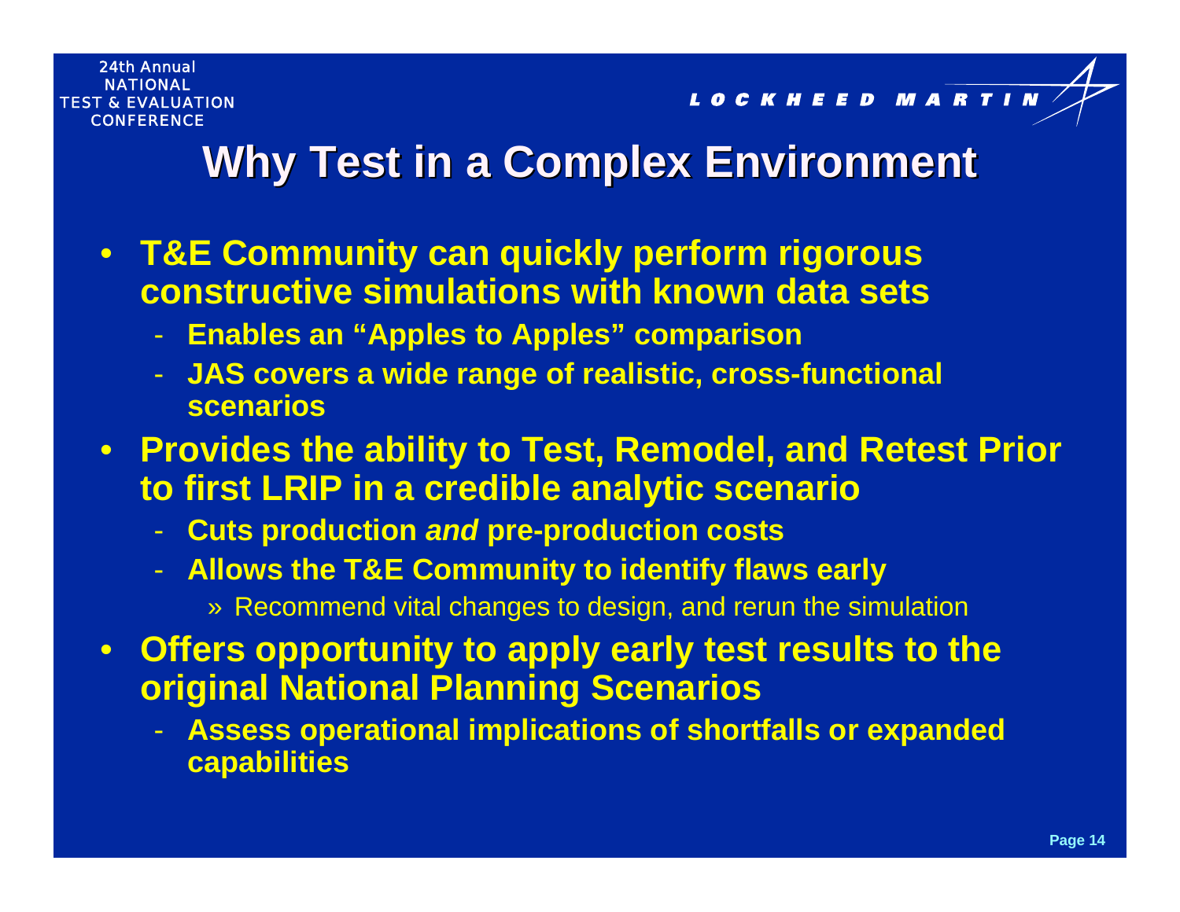# Why Test in a Complex Environment

- **T&E Community can quickly perform rigorous constructive simulations with known data sets**
  - **Enables an "Apples to Apples" comparison**
  - **JAS covers a wide range of realistic, cross-functional scenarios**
- **Provides the ability to Test, Remodel, and Retest Prior to first LRIP in a credible analytic scenario**
  - **Cuts production *and* pre-production costs**
  - **Allows the T&E Community to identify flaws early**
    - Recommend vital changes to design, and rerun the simulation
- **Offers opportunity to apply early test results to the original National Planning Scenarios**
  - **Assess operational implications of shortfalls or expanded capabilities**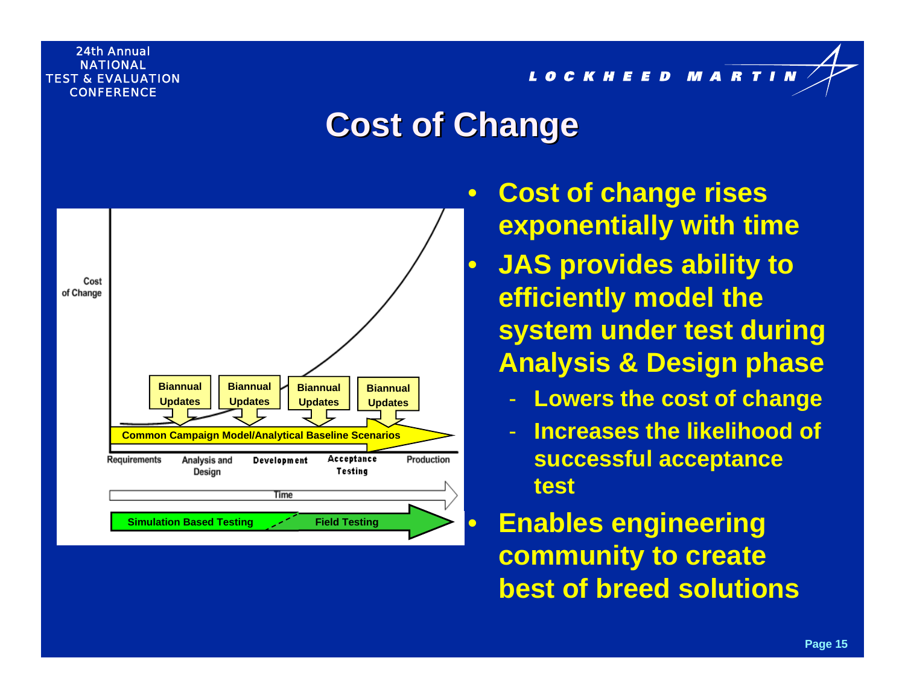# Cost of Change

- **Cost of change rises exponentially with time**
- **JAS provides ability to efficiently model the system under test during Analysis & Design phase**
  - **Lowers the cost of change**
  - **Increases the likelihood of successful acceptance test**
- **Enables engineering community to create best of breed solutions**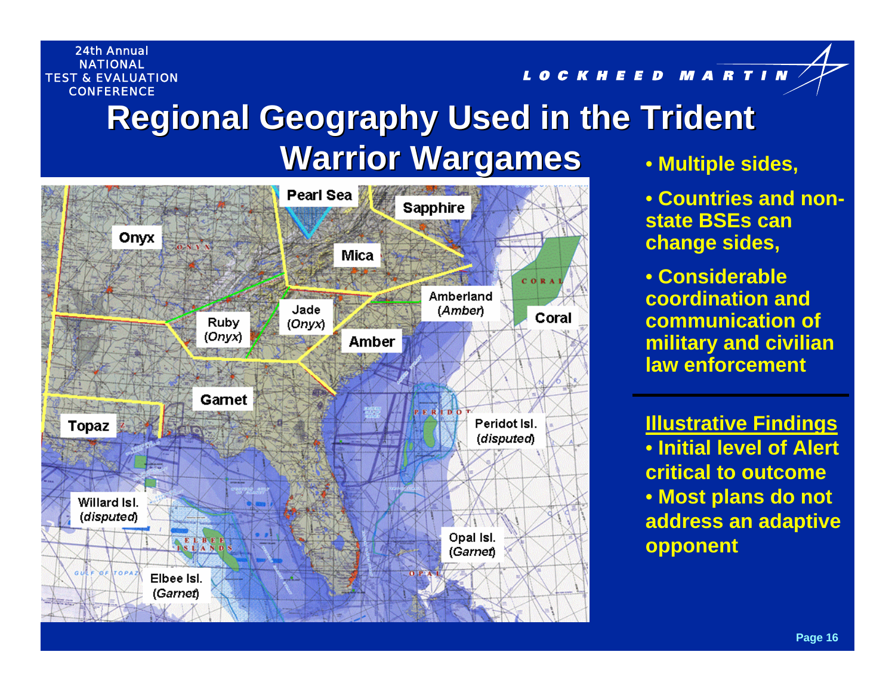# Regional Geography Used in the Trident Warrior Wargames

Onyx

Pearl Sea

Sapphire

Mica

Amberland (*Amber*)

Coral

Jade (*Onyx*)

Ruby (*Onyx*)

Amber

Garnet

Topaz

Peridot Isl. (*disputed*)

Willard Isl. (*disputed*)

Opal Isl. (*Garnet*)

Elbee Isl. (*Garnet*)

- **Multiple sides,**
- **Countries and non-state BSEs can change sides,**
- **Considerable coordination and communication of military and civilian law enforcement**

**Illustrative Findings**

- **Initial level of Alert critical to outcome**
- **Most plans do not address an adaptive opponent**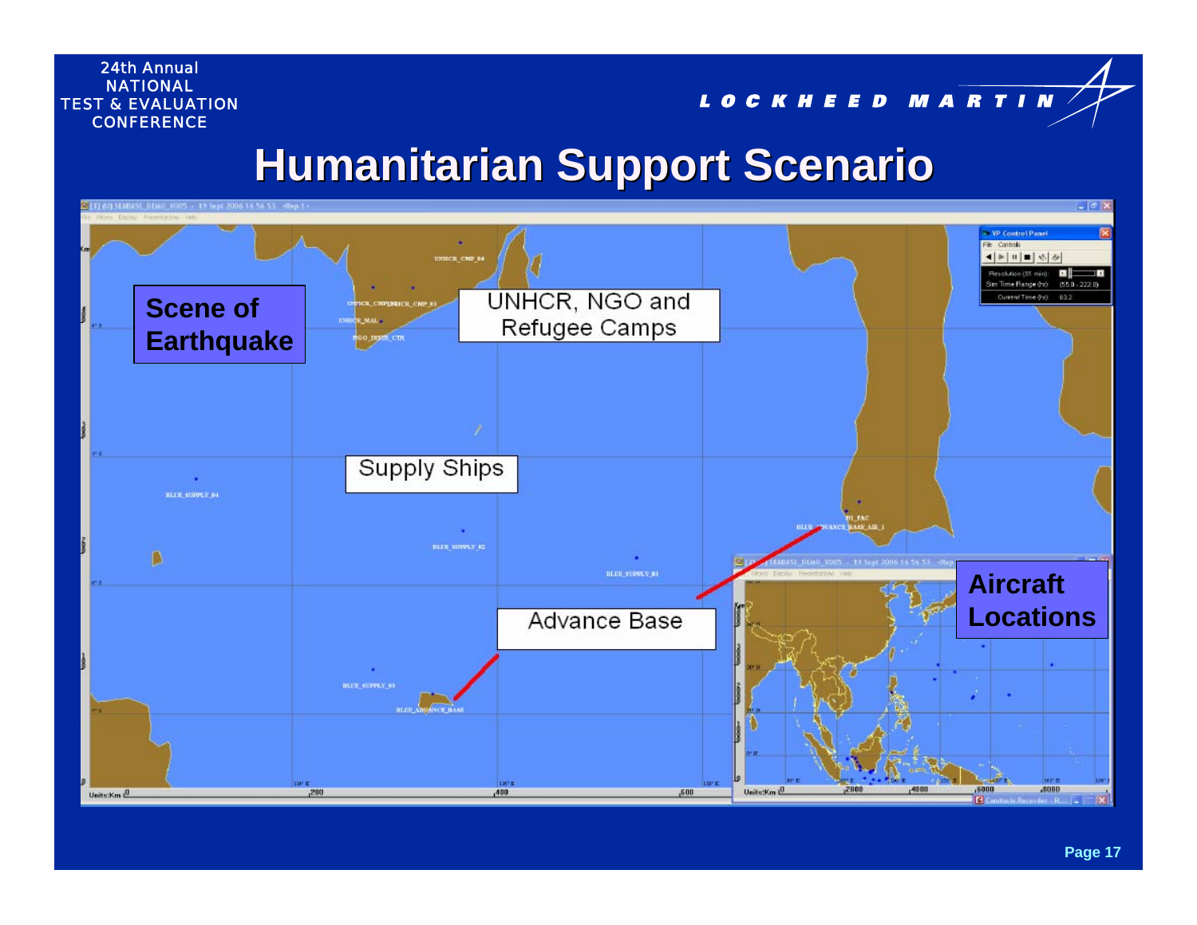# Humanitarian Support Scenario

Scene of Earthquake

UNHCR, NGO and Refugee Camps

Supply Ships

Advance Base

Aircraft Locations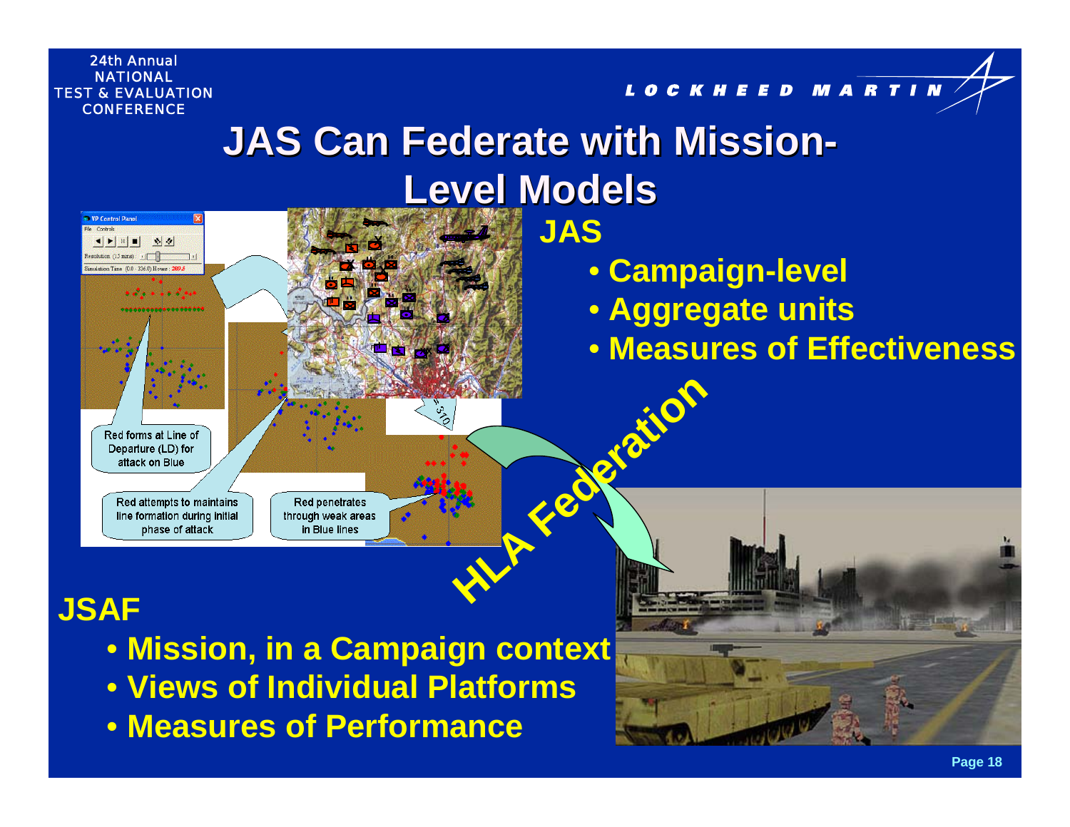# JAS Can Federate with Mission-Level Models

**JAS**

- Campaign-level
- Aggregate units
- Measures of Effectiveness

Red forms at Line of Departure (LD) for attack on Blue

Red attempts to maintains line formation during initial phase of attack

Red penetrates through weak areas in Blue lines

HLA Federation

**JSAF**

- Mission, in a Campaign context
- Views of Individual Platforms
- Measures of Performance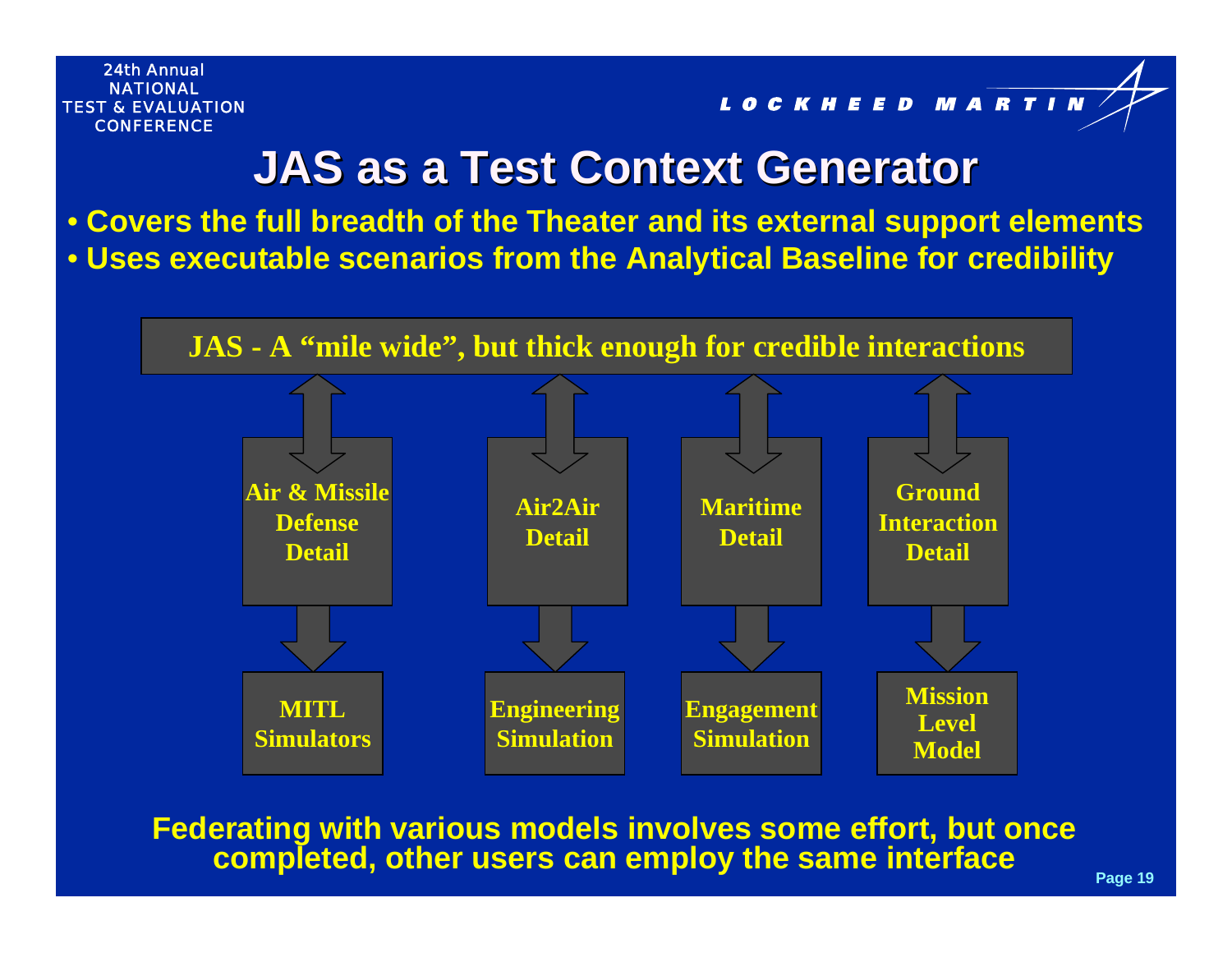# JAS as a Test Context Generator

- Covers the full breadth of the Theater and its external support elements
- Uses executable scenarios from the Analytical Baseline for credibility

**JAS - A "mile wide", but thick enough for credible interactions**

| Air & Missile Defense Detail | Air2Air Detail | Maritime Detail | Ground Interaction Detail |
|---|---|---|---|
| MITL Simulators | Engineering Simulation | Engagement Simulation | Mission Level Model |

**Federating with various models involves some effort, but once completed, other users can employ the same interface**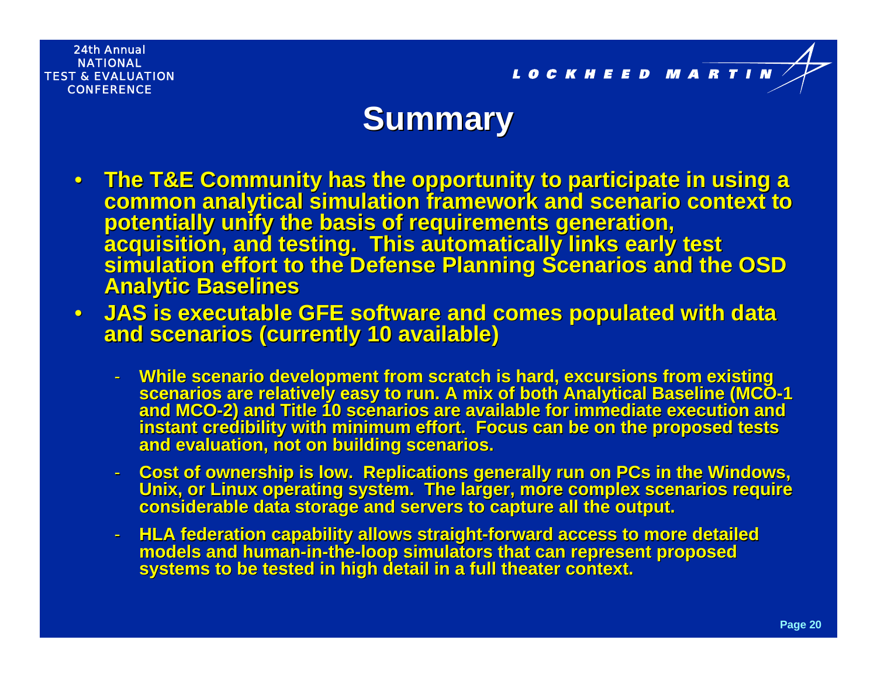# Summary

- **The T&E Community has the opportunity to participate in using a common analytical simulation framework and scenario context to potentially unify the basis of requirements generation, acquisition, and testing. This automatically links early test simulation effort to the Defense Planning Scenarios and the OSD Analytic Baselines**
- **JAS is executable GFE software and comes populated with data and scenarios (currently 10 available)**
  - **While scenario development from scratch is hard, excursions from existing scenarios are relatively easy to run. A mix of both Analytical Baseline (MCO-1 and MCO-2) and Title 10 scenarios are available for immediate execution and instant credibility with minimum effort. Focus can be on the proposed tests and evaluation, not on building scenarios.**
  - **Cost of ownership is low. Replications generally run on PCs in the Windows, Unix, or Linux operating system. The larger, more complex scenarios require considerable data storage and servers to capture all the output.**
  - **HLA federation capability allows straight-forward access to more detailed models and human-in-the-loop simulators that can represent proposed systems to be tested in high detail in a full theater context.**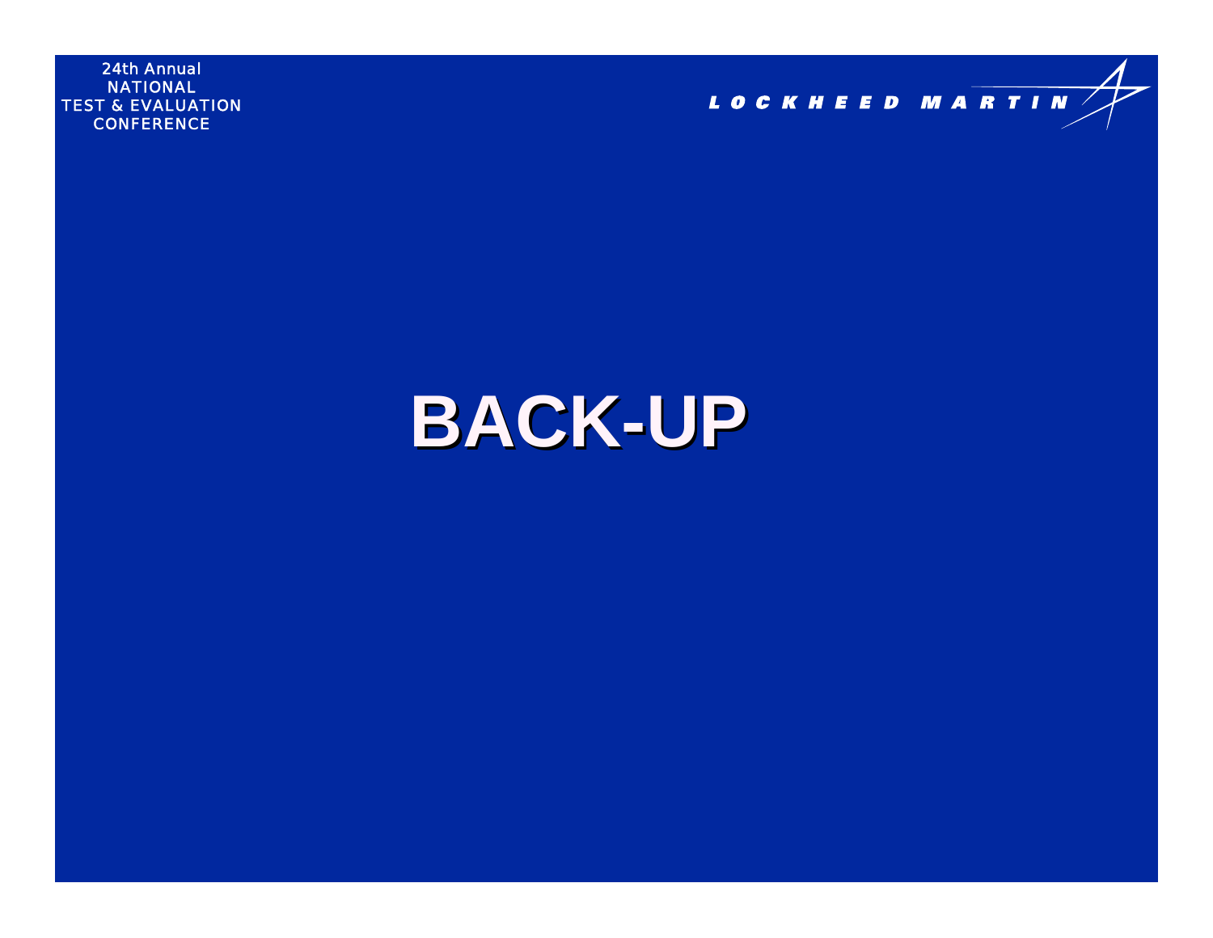# BACK-UP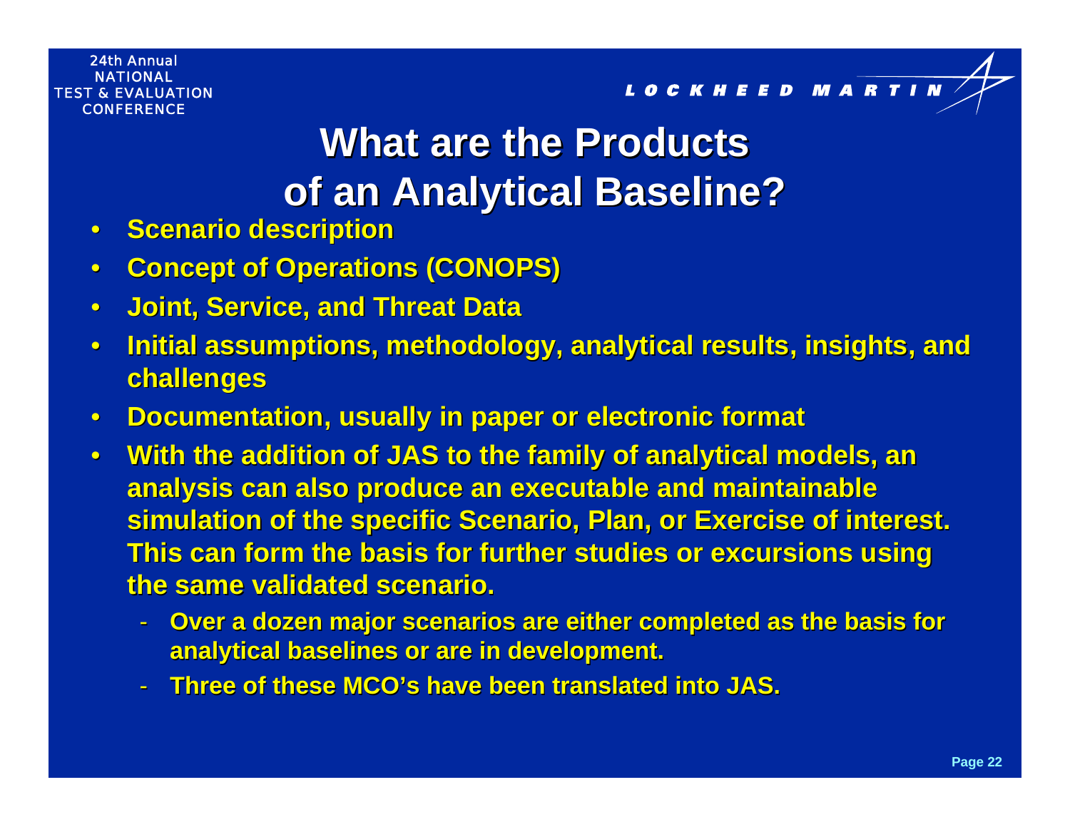# What are the Products of an Analytical Baseline?

- Scenario description
- Concept of Operations (CONOPS)
- Joint, Service, and Threat Data
- Initial assumptions, methodology, analytical results, insights, and challenges
- Documentation, usually in paper or electronic format
- With the addition of JAS to the family of analytical models, an analysis can also produce an executable and maintainable simulation of the specific Scenario, Plan, or Exercise of interest. This can form the basis for further studies or excursions using the same validated scenario.
  - Over a dozen major scenarios are either completed as the basis for analytical baselines or are in development.
  - Three of these MCO's have been translated into JAS.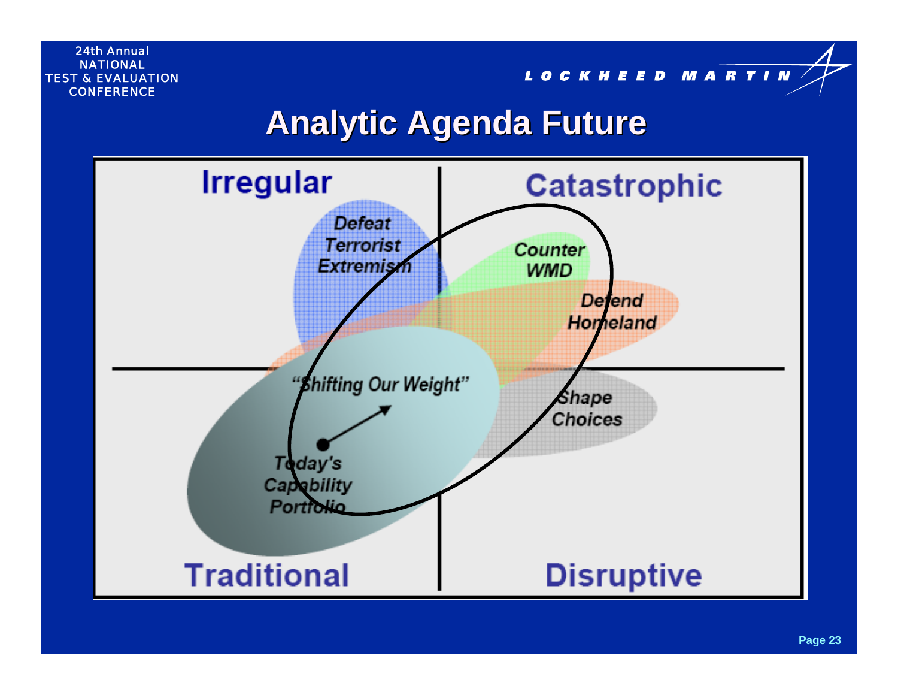# Analytic Agenda Future

Irregular

Catastrophic

Defeat Terrorist Extremism

Counter WMD

Defend Homeland

"Shifting Our Weight"

Shape Choices

Today's Capability Portfolio

Traditional

Disruptive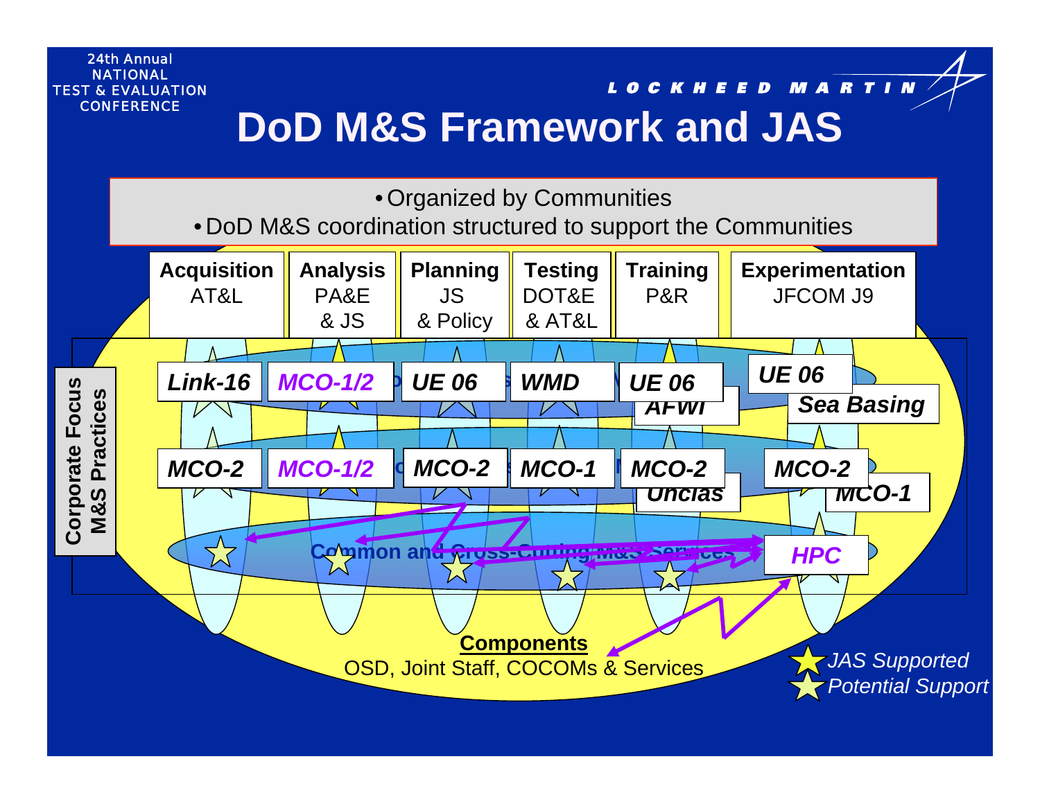# DoD M&S Framework and JAS

- Organized by Communities
- DoD M&S coordination structured to support the Communities

| Acquisition | Analysis | Planning | Testing | Training | Experimentation |
|---|---|---|---|---|---|
| AT&L | PA&E & JS | JS & Policy | DOT&E & AT&L | P&R | JFCOM J9 |
| Link-16 | MCO-1/2 | UE 06 | WMD | UE 06 / AFWI | UE 06 / Sea Basing |
| MCO-2 | MCO-1/2 | MCO-2 | MCO-1 | MCO-2 / Unclas | MCO-2 / MCO-1 |

Corporate Focus M&S Practices

Common and Cross-Cutting M&S Services

HPC

**Components**
OSD, Joint Staff, COCOMs & Services

JAS Supported
Potential Support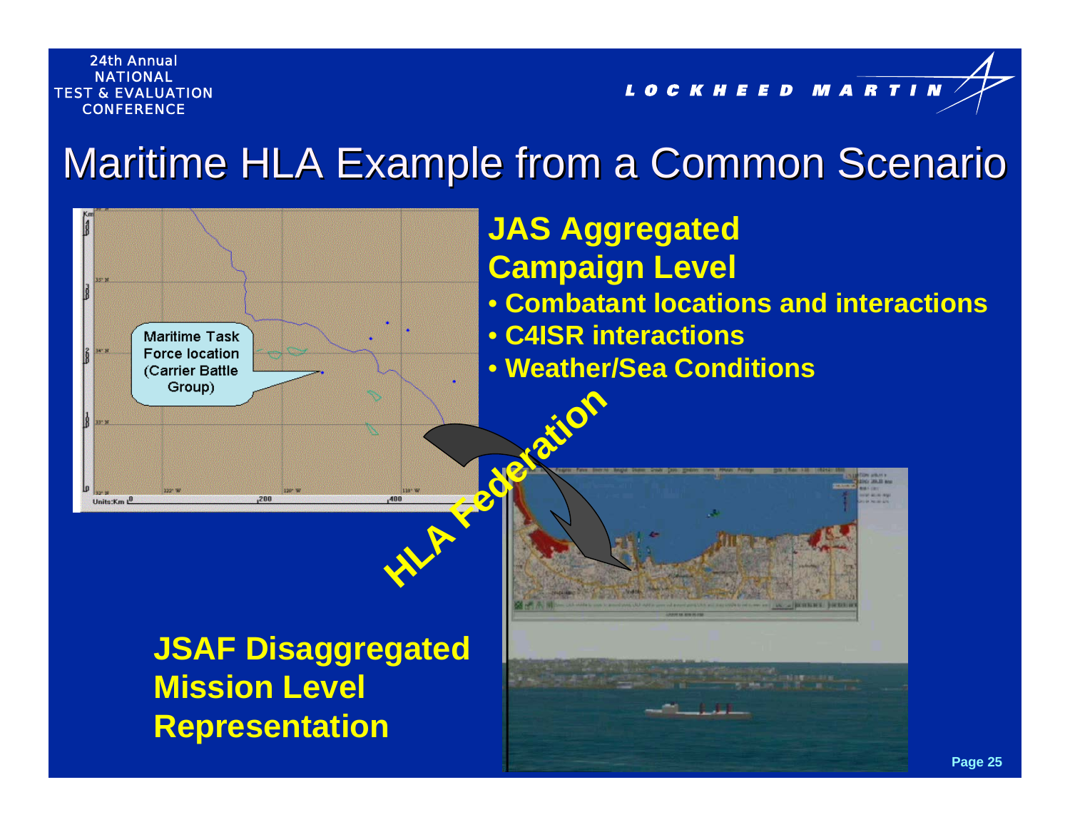# Maritime HLA Example from a Common Scenario

**JAS Aggregated Campaign Level**

- **Combatant locations and interactions**
- **C4ISR interactions**
- **Weather/Sea Conditions**

Maritime Task Force location (Carrier Battle Group)

**HLA Federation**

**JSAF Disaggregated Mission Level Representation**